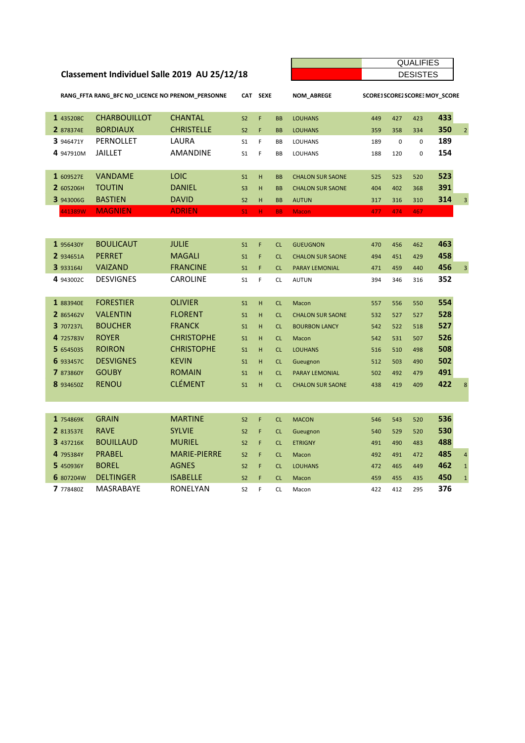## Classement Individuel Salle 2019 AU 25/12/18

| | |
|---|---|
| (green) | QUALIFIES |
| (red) | DESISTES |

| RANG_FFTA | RANG_BFC | NO_LICENCE | NOM | PRENOM_PERSONNE | CAT | SEXE | | NOM_ABREGE | SCORE1 | SCORE2 | SCORE3 | MOY_SCORE | |
|---|---|---|---|---|---|---|---|---|---|---|---|---|---|
| 1 | | 435208C | CHARBOUILLOT | CHANTAL | S2 | F | BB | LOUHANS | 449 | 427 | 423 | 433 | |
| 2 | | 878374E | BORDIAUX | CHRISTELLE | S2 | F | BB | LOUHANS | 359 | 358 | 334 | 350 | 2 |
| 3 | | 946471Y | PERNOLLET | LAURA | S1 | F | BB | LOUHANS | 189 | 0 | 0 | 189 | |
| 4 | | 947910M | JAILLET | AMANDINE | S1 | F | BB | LOUHANS | 188 | 120 | 0 | 154 | |
| | | | | | | | | | | | | | |
| 1 | | 609527E | VANDAME | LOIC | S1 | H | BB | CHALON SUR SAONE | 525 | 523 | 520 | 523 | |
| 2 | | 605206H | TOUTIN | DANIEL | S3 | H | BB | CHALON SUR SAONE | 404 | 402 | 368 | 391 | |
| 3 | | 943006G | BASTIEN | DAVID | S2 | H | BB | AUTUN | 317 | 316 | 310 | 314 | 3 |
| | | 441389W | MAGNIEN | ADRIEN | S1 | H | BB | Macon | 477 | 474 | 467 | | |
| | | | | | | | | | | | | | |
| 1 | | 956430Y | BOULICAUT | JULIE | S1 | F | CL | GUEUGNON | 470 | 456 | 462 | 463 | |
| 2 | | 934651A | PERRET | MAGALI | S1 | F | CL | CHALON SUR SAONE | 494 | 451 | 429 | 458 | |
| 3 | | 933164J | VAIZAND | FRANCINE | S1 | F | CL | PARAY LEMONIAL | 471 | 459 | 440 | 456 | 3 |
| 4 | | 943002C | DESVIGNES | CAROLINE | S1 | F | CL | AUTUN | 394 | 346 | 316 | 352 | |
| | | | | | | | | | | | | | |
| 1 | | 883940E | FORESTIER | OLIVIER | S1 | H | CL | Macon | 557 | 556 | 550 | 554 | |
| 2 | | 865462V | VALENTIN | FLORENT | S1 | H | CL | CHALON SUR SAONE | 532 | 527 | 527 | 528 | |
| 3 | | 707237L | BOUCHER | FRANCK | S1 | H | CL | BOURBON LANCY | 542 | 522 | 518 | 527 | |
| 4 | | 725783V | ROYER | CHRISTOPHE | S1 | H | CL | Macon | 542 | 531 | 507 | 526 | |
| 5 | | 654503S | ROIRON | CHRISTOPHE | S1 | H | CL | LOUHANS | 516 | 510 | 498 | 508 | |
| 6 | | 933457C | DESVIGNES | KEVIN | S1 | H | CL | Gueugnon | 512 | 503 | 490 | 502 | |
| 7 | | 873860Y | GOUBY | ROMAIN | S1 | H | CL | PARAY LEMONIAL | 502 | 492 | 479 | 491 | |
| 8 | | 934650Z | RENOU | CLÉMENT | S1 | H | CL | CHALON SUR SAONE | 438 | 419 | 409 | 422 | 8 |
| | | | | | | | | | | | | | |
| 1 | | 754869K | GRAIN | MARTINE | S2 | F | CL | MACON | 546 | 543 | 520 | 536 | |
| 2 | | 813537E | RAVE | SYLVIE | S2 | F | CL | Gueugnon | 540 | 529 | 520 | 530 | |
| 3 | | 437216K | BOUILLAUD | MURIEL | S2 | F | CL | ETRIGNY | 491 | 490 | 483 | 488 | |
| 4 | | 795384Y | PRABEL | MARIE-PIERRE | S2 | F | CL | Macon | 492 | 491 | 472 | 485 | 4 |
| 5 | | 450936Y | BOREL | AGNES | S2 | F | CL | LOUHANS | 472 | 465 | 449 | 462 | 1 |
| 6 | | 807204W | DELTINGER | ISABELLE | S2 | F | CL | Macon | 459 | 455 | 435 | 450 | 1 |
| 7 | | 778480Z | MASRABAYE | RONELYAN | S2 | F | CL | Macon | 422 | 412 | 295 | 376 | |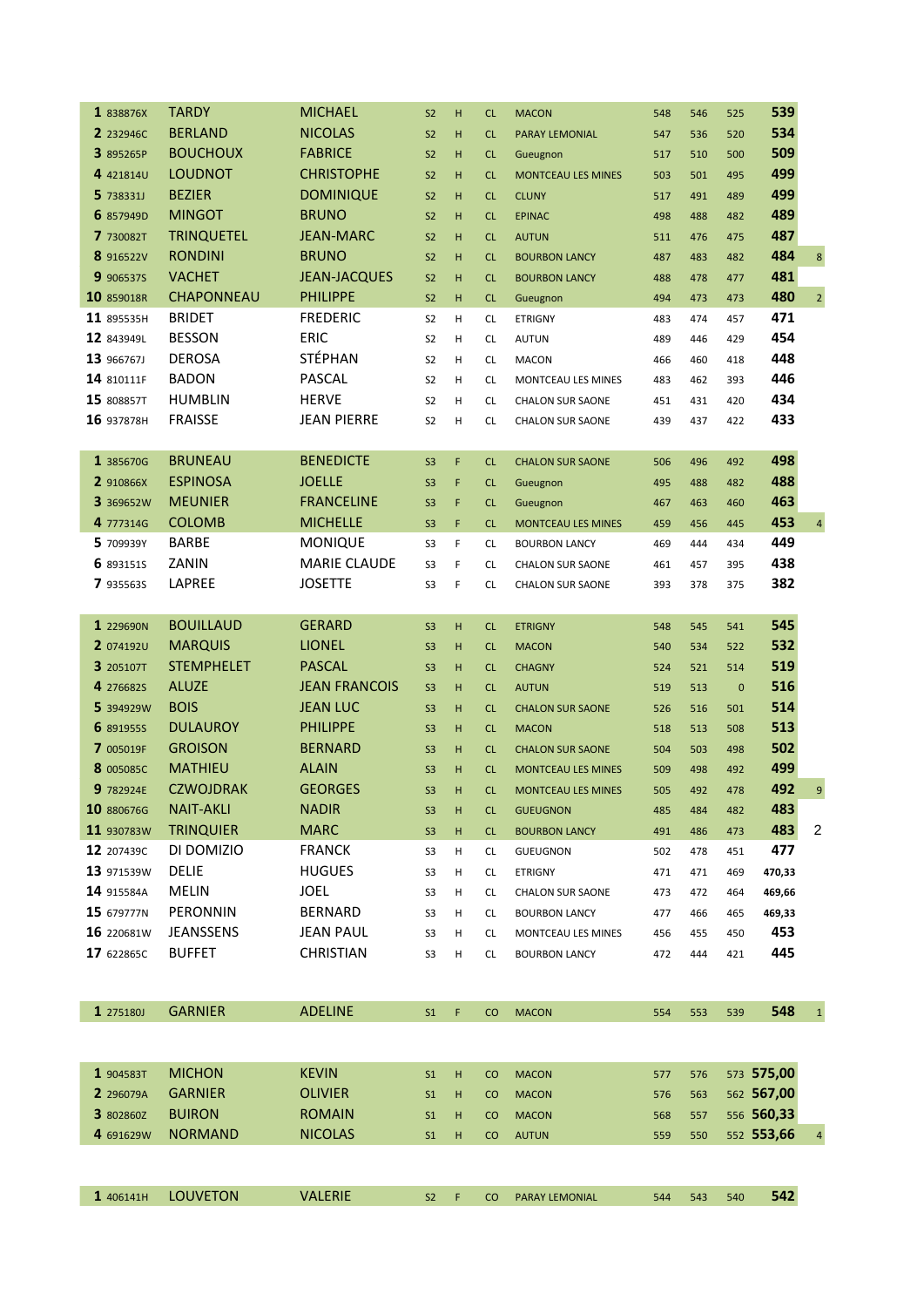| | | | | | | | | | | | | |
|---|---|---|---|---|---|---|---|---|---|---|---|---|
| **1** 838876X | TARDY | MICHAEL | S2 | H | CL | MACON | 548 | 546 | 525 | **539** | |
| **2** 232946C | BERLAND | NICOLAS | S2 | H | CL | PARAY LEMONIAL | 547 | 536 | 520 | **534** | |
| **3** 895265P | BOUCHOUX | FABRICE | S2 | H | CL | Gueugnon | 517 | 510 | 500 | **509** | |
| **4** 421814U | LOUDNOT | CHRISTOPHE | S2 | H | CL | MONTCEAU LES MINES | 503 | 501 | 495 | **499** | |
| **5** 738331J | BEZIER | DOMINIQUE | S2 | H | CL | CLUNY | 517 | 491 | 489 | **499** | |
| **6** 857949D | MINGOT | BRUNO | S2 | H | CL | EPINAC | 498 | 488 | 482 | **489** | |
| **7** 730082T | TRINQUETEL | JEAN-MARC | S2 | H | CL | AUTUN | 511 | 476 | 475 | **487** | |
| **8** 916522V | RONDINI | BRUNO | S2 | H | CL | BOURBON LANCY | 487 | 483 | 482 | **484** | 8 |
| **9** 906537S | VACHET | JEAN-JACQUES | S2 | H | CL | BOURBON LANCY | 488 | 478 | 477 | **481** | |
| **10** 859018R | CHAPONNEAU | PHILIPPE | S2 | H | CL | Gueugnon | 494 | 473 | 473 | **480** | 2 |
| **11** 895535H | BRIDET | FREDERIC | S2 | H | CL | ETRIGNY | 483 | 474 | 457 | **471** | |
| **12** 843949L | BESSON | ERIC | S2 | H | CL | AUTUN | 489 | 446 | 429 | **454** | |
| **13** 966767J | DEROSA | STÉPHAN | S2 | H | CL | MACON | 466 | 460 | 418 | **448** | |
| **14** 810111F | BADON | PASCAL | S2 | H | CL | MONTCEAU LES MINES | 483 | 462 | 393 | **446** | |
| **15** 808857T | HUMBLIN | HERVE | S2 | H | CL | CHALON SUR SAONE | 451 | 431 | 420 | **434** | |
| **16** 937878H | FRAISSE | JEAN PIERRE | S2 | H | CL | CHALON SUR SAONE | 439 | 437 | 422 | **433** | |

| | | | | | | | | | | | |
|---|---|---|---|---|---|---|---|---|---|---|---|
| **1** 385670G | BRUNEAU | BENEDICTE | S3 | F | CL | CHALON SUR SAONE | 506 | 496 | 492 | **498** | |
| **2** 910866X | ESPINOSA | JOELLE | S3 | F | CL | Gueugnon | 495 | 488 | 482 | **488** | |
| **3** 369652W | MEUNIER | FRANCELINE | S3 | F | CL | Gueugnon | 467 | 463 | 460 | **463** | |
| **4** 777314G | COLOMB | MICHELLE | S3 | F | CL | MONTCEAU LES MINES | 459 | 456 | 445 | **453** | 4 |
| **5** 709939Y | BARBE | MONIQUE | S3 | F | CL | BOURBON LANCY | 469 | 444 | 434 | **449** | |
| **6** 893151S | ZANIN | MARIE CLAUDE | S3 | F | CL | CHALON SUR SAONE | 461 | 457 | 395 | **438** | |
| **7** 935563S | LAPREE | JOSETTE | S3 | F | CL | CHALON SUR SAONE | 393 | 378 | 375 | **382** | |

| | | | | | | | | | | | |
|---|---|---|---|---|---|---|---|---|---|---|---|
| **1** 229690N | BOUILLAUD | GERARD | S3 | H | CL | ETRIGNY | 548 | 545 | 541 | **545** | |
| **2** 074192U | MARQUIS | LIONEL | S3 | H | CL | MACON | 540 | 534 | 522 | **532** | |
| **3** 205107T | STEMPHELET | PASCAL | S3 | H | CL | CHAGNY | 524 | 521 | 514 | **519** | |
| **4** 276682S | ALUZE | JEAN FRANCOIS | S3 | H | CL | AUTUN | 519 | 513 | 0 | **516** | |
| **5** 394929W | BOIS | JEAN LUC | S3 | H | CL | CHALON SUR SAONE | 526 | 516 | 501 | **514** | |
| **6** 891955S | DULAUROY | PHILIPPE | S3 | H | CL | MACON | 518 | 513 | 508 | **513** | |
| **7** 005019F | GROISON | BERNARD | S3 | H | CL | CHALON SUR SAONE | 504 | 503 | 498 | **502** | |
| **8** 005085C | MATHIEU | ALAIN | S3 | H | CL | MONTCEAU LES MINES | 509 | 498 | 492 | **499** | |
| **9** 782924E | CZWOJDRAK | GEORGES | S3 | H | CL | MONTCEAU LES MINES | 505 | 492 | 478 | **492** | 9 |
| **10** 880676G | NAIT-AKLI | NADIR | S3 | H | CL | GUEUGNON | 485 | 484 | 482 | **483** | |
| **11** 930783W | TRINQUIER | MARC | S3 | H | CL | BOURBON LANCY | 491 | 486 | 473 | **483** | 2 |
| **12** 207439C | DI DOMIZIO | FRANCK | S3 | H | CL | GUEUGNON | 502 | 478 | 451 | **477** | |
| **13** 971539W | DELIE | HUGUES | S3 | H | CL | ETRIGNY | 471 | 471 | 469 | **470,33** | |
| **14** 915584A | MELIN | JOEL | S3 | H | CL | CHALON SUR SAONE | 473 | 472 | 464 | **469,66** | |
| **15** 679777N | PERONNIN | BERNARD | S3 | H | CL | BOURBON LANCY | 477 | 466 | 465 | **469,33** | |
| **16** 220681W | JEANSSENS | JEAN PAUL | S3 | H | CL | MONTCEAU LES MINES | 456 | 455 | 450 | **453** | |
| **17** 622865C | BUFFET | CHRISTIAN | S3 | H | CL | BOURBON LANCY | 472 | 444 | 421 | **445** | |

| | | | | | | | | | | | |
|---|---|---|---|---|---|---|---|---|---|---|---|
| **1** 275180J | GARNIER | ADELINE | S1 | F | CO | MACON | 554 | 553 | 539 | **548** | 1 |

| | | | | | | | | | | | |
|---|---|---|---|---|---|---|---|---|---|---|---|
| **1** 904583T | MICHON | KEVIN | S1 | H | CO | MACON | 577 | 576 | 573 | **575,00** | |
| **2** 296079A | GARNIER | OLIVIER | S1 | H | CO | MACON | 576 | 563 | 562 | **567,00** | |
| **3** 802860Z | BUIRON | ROMAIN | S1 | H | CO | MACON | 568 | 557 | 556 | **560,33** | |
| **4** 691629W | NORMAND | NICOLAS | S1 | H | CO | AUTUN | 559 | 550 | 552 | **553,66** | 4 |

| | | | | | | | | | | |
|---|---|---|---|---|---|---|---|---|---|---|
| **1** 406141H | LOUVETON | VALERIE | S2 | F | CO | PARAY LEMONIAL | 544 | 543 | 540 | **542** |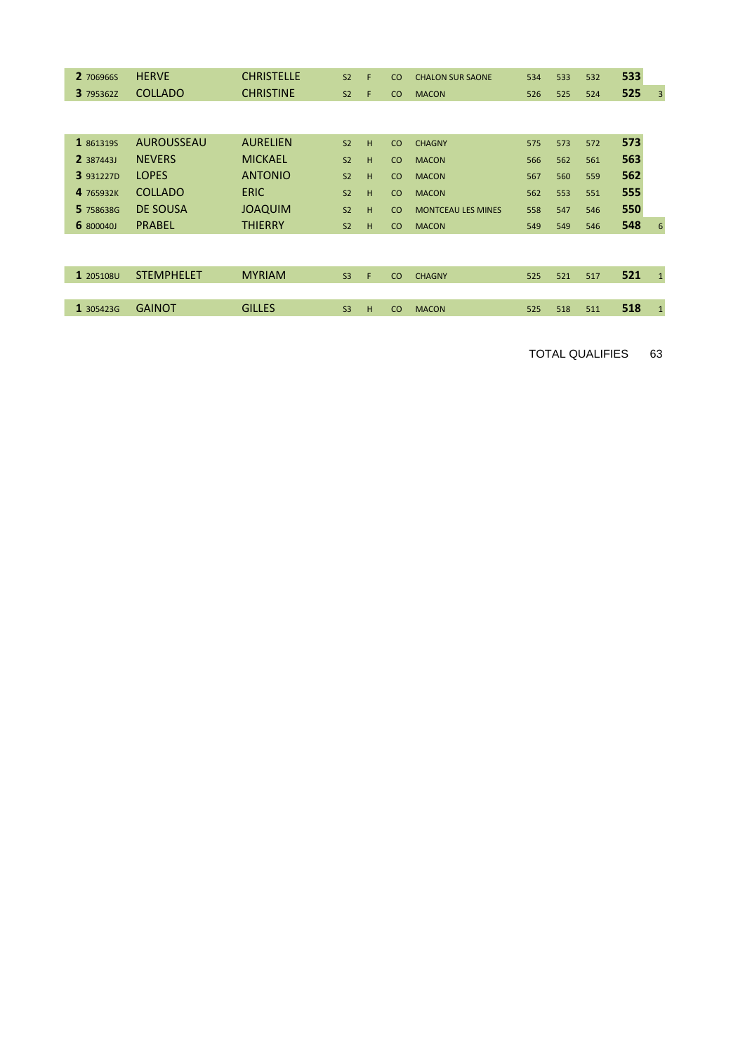| | | | | | | | | | | | | |
|---|---|---|---|---|---|---|---|---|---|---|---|---|
| 2 | 706966S | HERVE | CHRISTELLE | S2 | F | CO | CHALON SUR SAONE | 534 | 533 | 532 | 533 | |
| 3 | 795362Z | COLLADO | CHRISTINE | S2 | F | CO | MACON | 526 | 525 | 524 | 525 | 3 |
| | | | | | | | | | | | | |
| 1 | 861319S | AUROUSSEAU | AURELIEN | S2 | H | CO | CHAGNY | 575 | 573 | 572 | 573 | |
| 2 | 387443J | NEVERS | MICKAEL | S2 | H | CO | MACON | 566 | 562 | 561 | 563 | |
| 3 | 931227D | LOPES | ANTONIO | S2 | H | CO | MACON | 567 | 560 | 559 | 562 | |
| 4 | 765932K | COLLADO | ERIC | S2 | H | CO | MACON | 562 | 553 | 551 | 555 | |
| 5 | 758638G | DE SOUSA | JOAQUIM | S2 | H | CO | MONTCEAU LES MINES | 558 | 547 | 546 | 550 | |
| 6 | 800040J | PRABEL | THIERRY | S2 | H | CO | MACON | 549 | 549 | 546 | 548 | 6 |
| | | | | | | | | | | | | |
| 1 | 205108U | STEMPHELET | MYRIAM | S3 | F | CO | CHAGNY | 525 | 521 | 517 | 521 | 1 |
| | | | | | | | | | | | | |
| 1 | 305423G | GAINOT | GILLES | S3 | H | CO | MACON | 525 | 518 | 511 | 518 | 1 |

TOTAL QUALIFIES 63